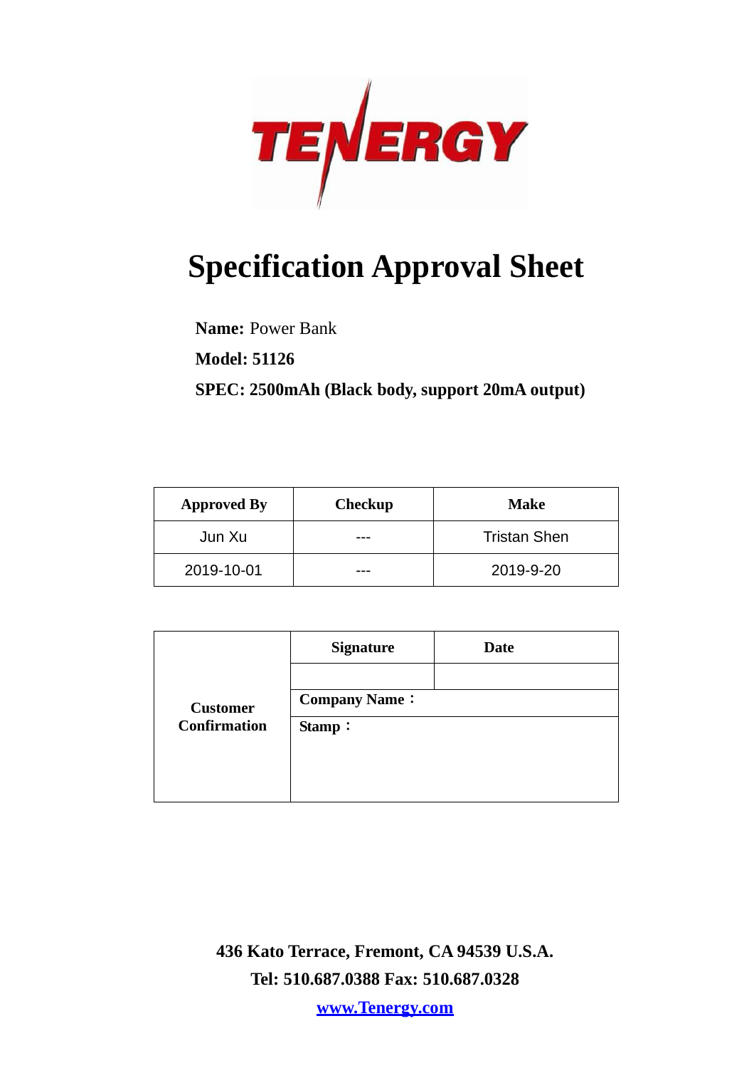TENERGY

# Specification Approval Sheet

**Name:** Power Bank

**Model: 51126**

**SPEC: 2500mAh (Black body, support 20mA output)**

| Approved By | Checkup | Make |
| --- | --- | --- |
| Jun Xu | --- | Tristan Shen |
| 2019-10-01 | --- | 2019-9-20 |

| Customer Confirmation | Signature | Date |
| --- | --- | --- |
| | | |
| | Company Name： | |
| | Stamp： | |

**436 Kato Terrace, Fremont, CA 94539 U.S.A.**

**Tel: 510.687.0388 Fax: 510.687.0328**

**www.Tenergy.com**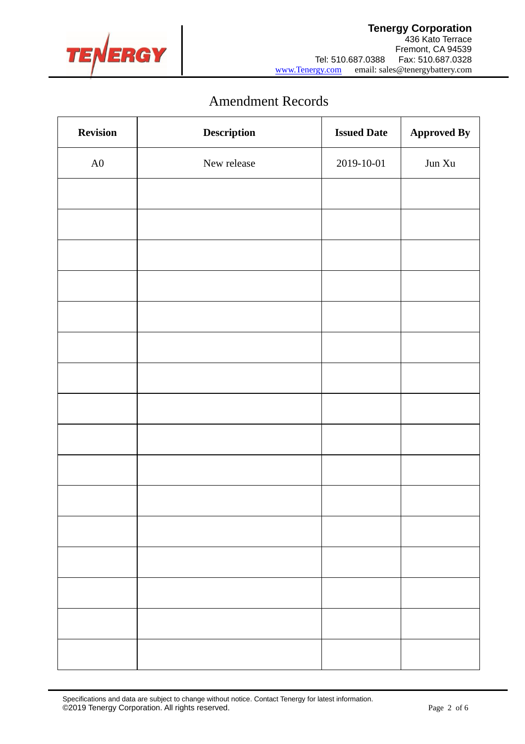# Amendment Records

| Revision | Description | Issued Date | Approved By |
|---|---|---|---|
| A0 | New release | 2019-10-01 | Jun Xu |
| | | | |
| | | | |
| | | | |
| | | | |
| | | | |
| | | | |
| | | | |
| | | | |
| | | | |
| | | | |
| | | | |
| | | | |
| | | | |
| | | | |
| | | | |
| | | | |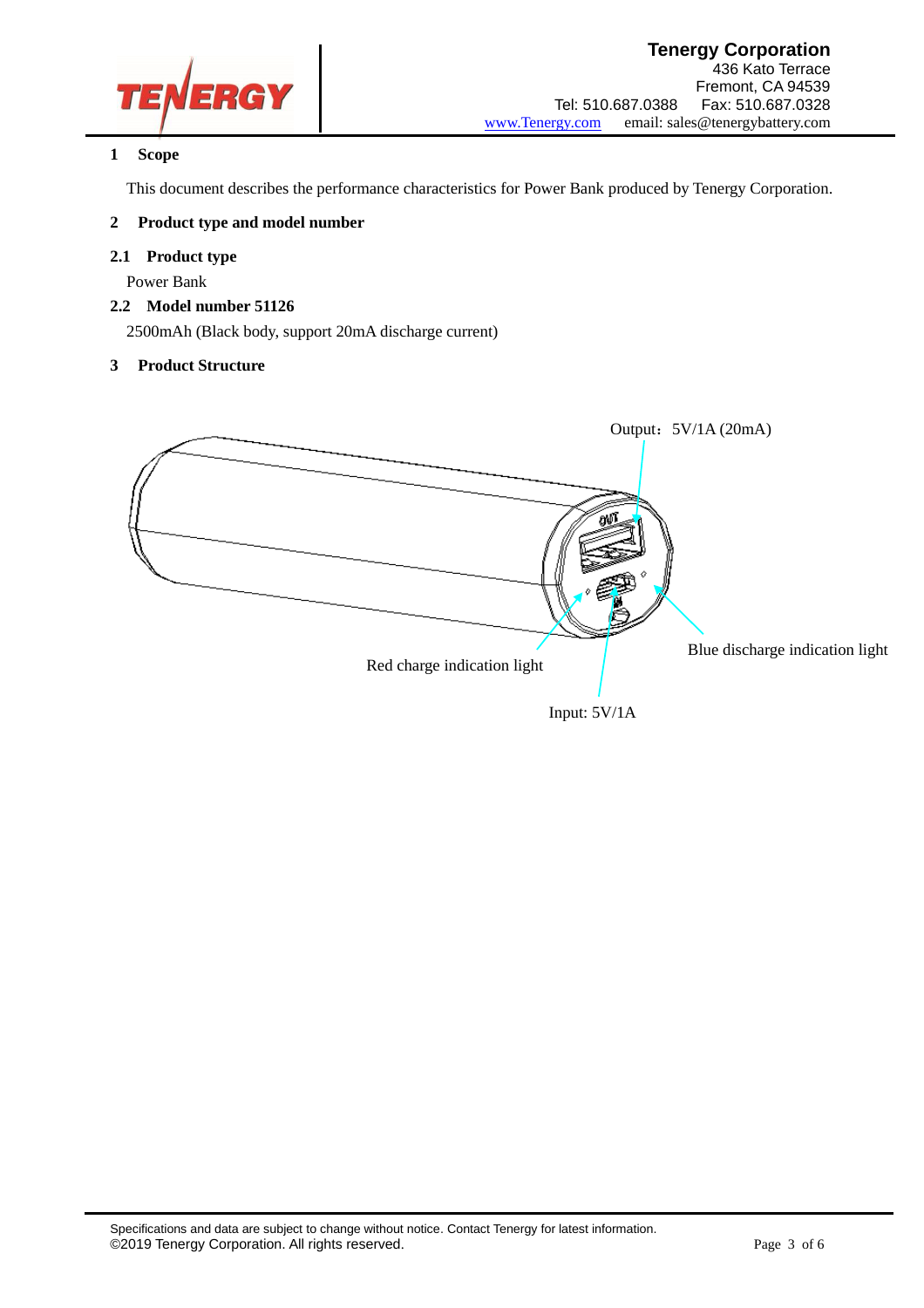## 1 Scope

This document describes the performance characteristics for Power Bank produced by Tenergy Corporation.

## 2 Product type and model number

### 2.1 Product type

Power Bank

### 2.2 Model number 51126

2500mAh (Black body, support 20mA discharge current)

## 3 Product Structure

Output：5V/1A (20mA)

Blue discharge indication light

Red charge indication light

Input: 5V/1A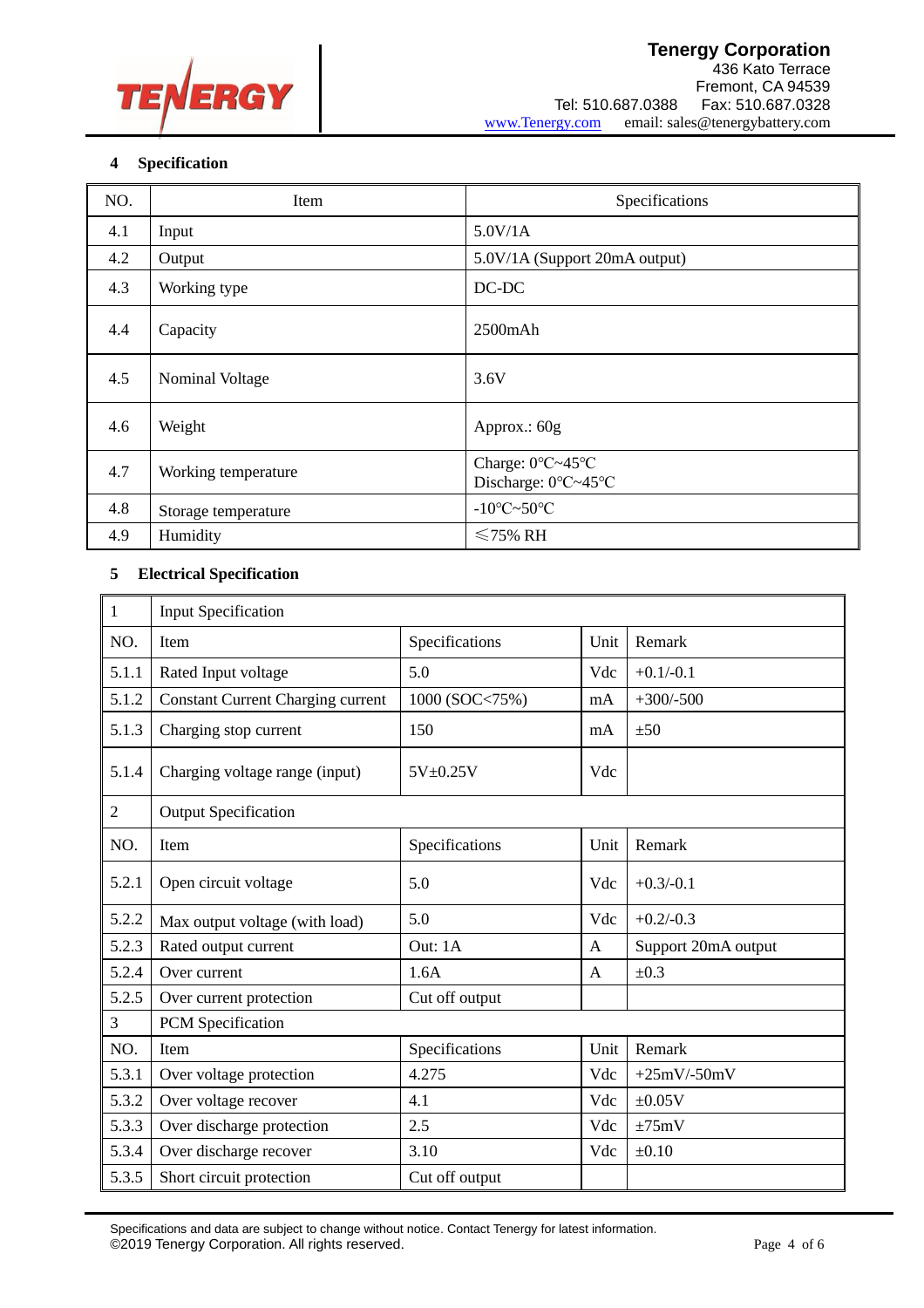## 4 Specification

| NO. | Item | Specifications |
|---|---|---|
| 4.1 | Input | 5.0V/1A |
| 4.2 | Output | 5.0V/1A (Support 20mA output) |
| 4.3 | Working type | DC-DC |
| 4.4 | Capacity | 2500mAh |
| 4.5 | Nominal Voltage | 3.6V |
| 4.6 | Weight | Approx.: 60g |
| 4.7 | Working temperature | Charge: 0℃~45℃<br>Discharge: 0℃~45℃ |
| 4.8 | Storage temperature | -10℃~50℃ |
| 4.9 | Humidity | ≤75% RH |

## 5 Electrical Specification

| 1 | Input Specification | | | |
|---|---|---|---|---|
| NO. | Item | Specifications | Unit | Remark |
| 5.1.1 | Rated Input voltage | 5.0 | Vdc | +0.1/-0.1 |
| 5.1.2 | Constant Current Charging current | 1000 (SOC<75%) | mA | +300/-500 |
| 5.1.3 | Charging stop current | 150 | mA | ±50 |
| 5.1.4 | Charging voltage range (input) | 5V±0.25V | Vdc | |
| 2 | Output Specification | | | |
| NO. | Item | Specifications | Unit | Remark |
| 5.2.1 | Open circuit voltage | 5.0 | Vdc | +0.3/-0.1 |
| 5.2.2 | Max output voltage (with load) | 5.0 | Vdc | +0.2/-0.3 |
| 5.2.3 | Rated output current | Out: 1A | A | Support 20mA output |
| 5.2.4 | Over current | 1.6A | A | ±0.3 |
| 5.2.5 | Over current protection | Cut off output | | |
| 3 | PCM Specification | | | |
| NO. | Item | Specifications | Unit | Remark |
| 5.3.1 | Over voltage protection | 4.275 | Vdc | +25mV/-50mV |
| 5.3.2 | Over voltage recover | 4.1 | Vdc | ±0.05V |
| 5.3.3 | Over discharge protection | 2.5 | Vdc | ±75mV |
| 5.3.4 | Over discharge recover | 3.10 | Vdc | ±0.10 |
| 5.3.5 | Short circuit protection | Cut off output | | |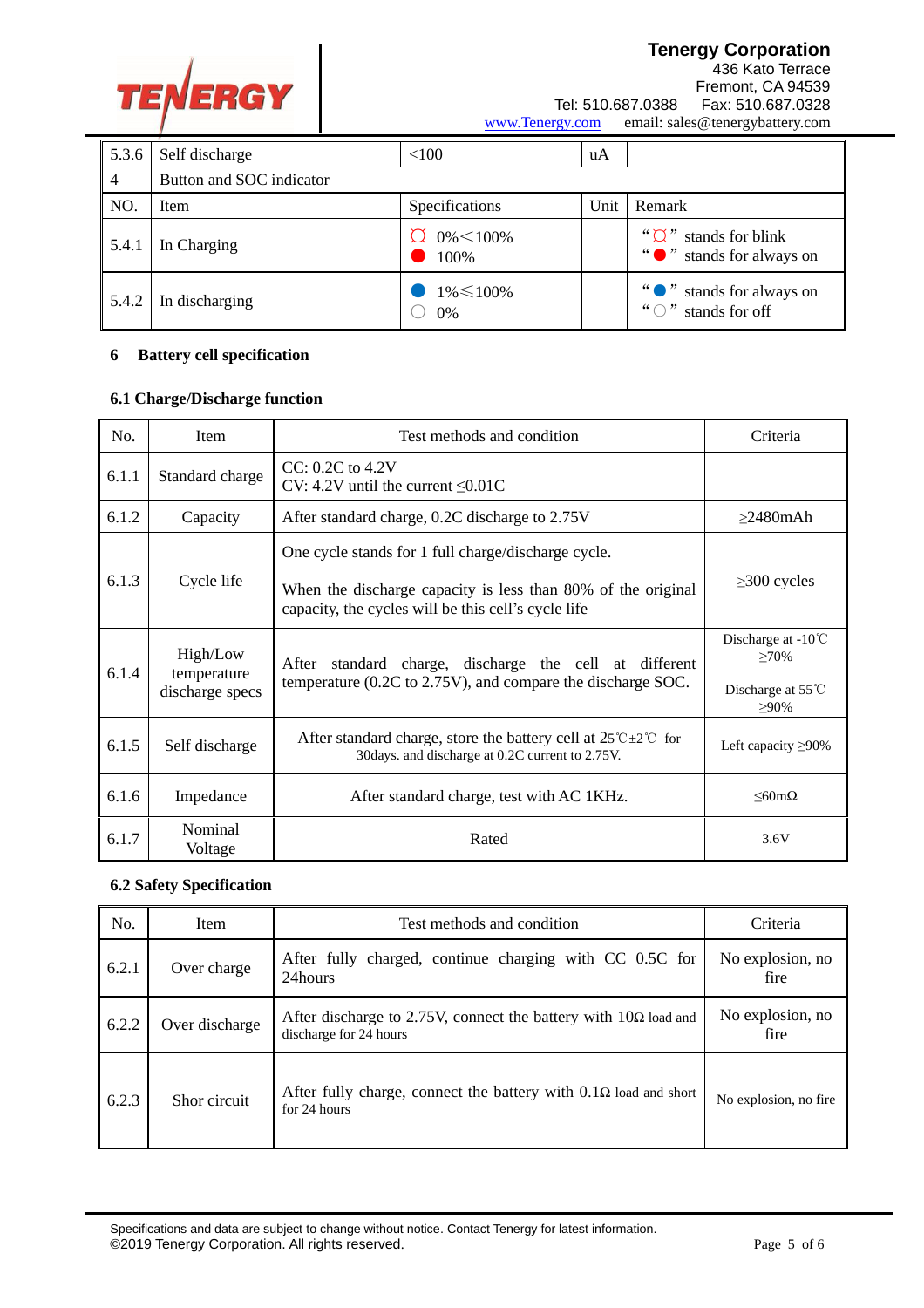| 5.3.6 | Self discharge | <100 | uA | |
|---|---|---|---|---|
| 4 | Button and SOC indicator | | | |
| NO. | Item | Specifications | Unit | Remark |
| 5.4.1 | In Charging | ¤ 0%<100%<br>● 100% | | "¤" stands for blink<br>"●" stands for always on |
| 5.4.2 | In discharging | ● 1%≤100%<br>○ 0% | | "●" stands for always on<br>"○" stands for off |

## 6 Battery cell specification

### 6.1 Charge/Discharge function

| No. | Item | Test methods and condition | Criteria |
|---|---|---|---|
| 6.1.1 | Standard charge | CC: 0.2C to 4.2V<br>CV: 4.2V until the current ≤0.01C | |
| 6.1.2 | Capacity | After standard charge, 0.2C discharge to 2.75V | ≥2480mAh |
| 6.1.3 | Cycle life | One cycle stands for 1 full charge/discharge cycle.<br>When the discharge capacity is less than 80% of the original capacity, the cycles will be this cell's cycle life | ≥300 cycles |
| 6.1.4 | High/Low temperature discharge specs | After standard charge, discharge the cell at different temperature (0.2C to 2.75V), and compare the discharge SOC. | Discharge at -10℃ ≥70%<br>Discharge at 55℃ ≥90% |
| 6.1.5 | Self discharge | After standard charge, store the battery cell at 25℃±2℃ for 30days. and discharge at 0.2C current to 2.75V. | Left capacity ≥90% |
| 6.1.6 | Impedance | After standard charge, test with AC 1KHz. | ≤60mΩ |
| 6.1.7 | Nominal Voltage | Rated | 3.6V |

### 6.2 Safety Specification

| No. | Item | Test methods and condition | Criteria |
|---|---|---|---|
| 6.2.1 | Over charge | After fully charged, continue charging with CC 0.5C for 24hours | No explosion, no fire |
| 6.2.2 | Over discharge | After discharge to 2.75V, connect the battery with 10Ω load and discharge for 24 hours | No explosion, no fire |
| 6.2.3 | Shor circuit | After fully charge, connect the battery with 0.1Ω load and short for 24 hours | No explosion, no fire |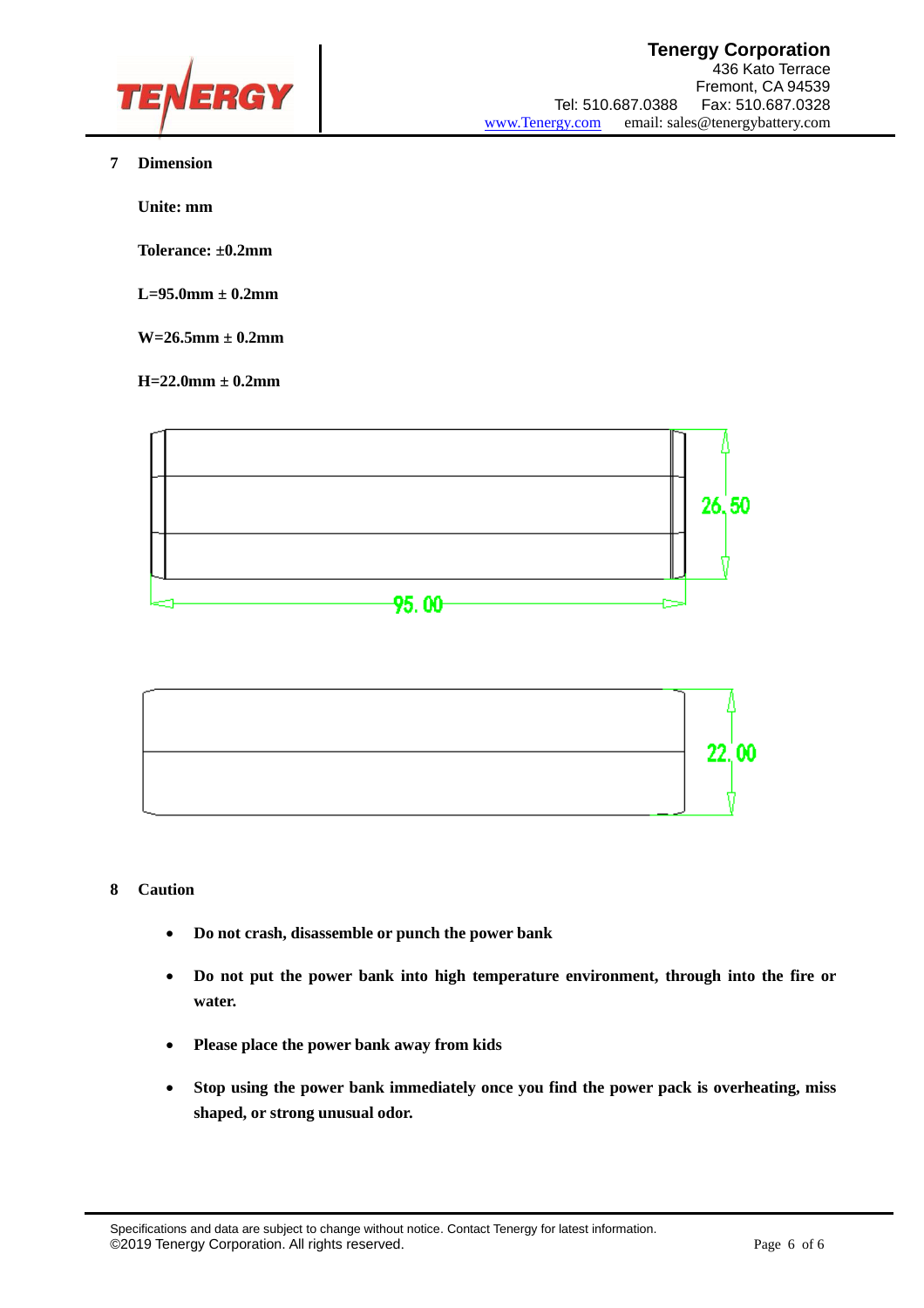## 7 Dimension

**Unite: mm**

**Tolerance: ±0.2mm**

**L=95.0mm ± 0.2mm**

**W=26.5mm ± 0.2mm**

**H=22.0mm ± 0.2mm**

26.50

95.00

22.00

## 8 Caution

- **Do not crash, disassemble or punch the power bank**
- **Do not put the power bank into high temperature environment, through into the fire or water.**
- **Please place the power bank away from kids**
- **Stop using the power bank immediately once you find the power pack is overheating, miss shaped, or strong unusual odor.**